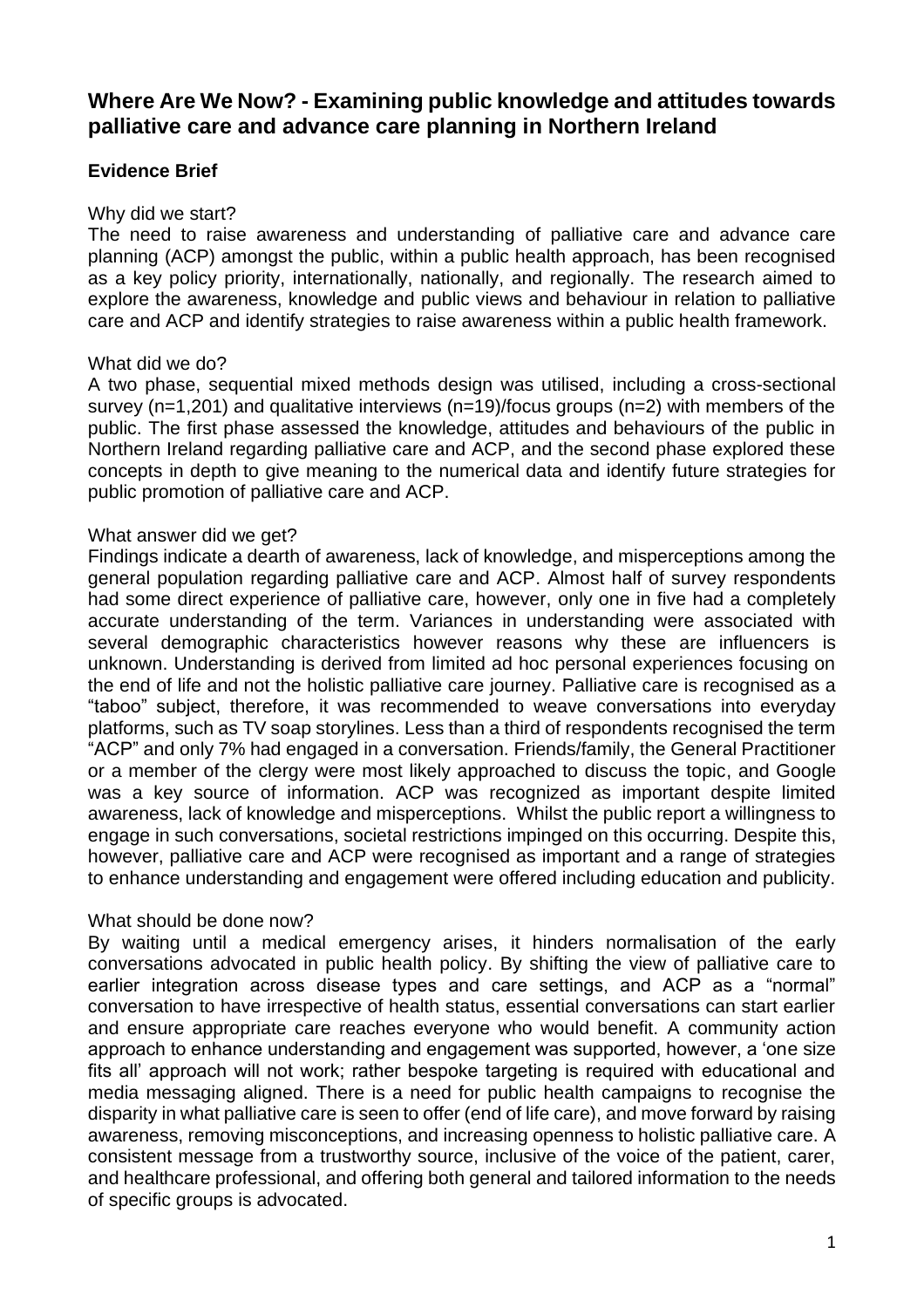# Where Are We Now? - Examining public knowledge and attitudes towards palliative care and advance care planning in Northern Ireland

## Evidence Brief

### Why did we start?

The need to raise awareness and understanding of palliative care and advance care planning (ACP) amongst the public, within a public health approach, has been recognised as a key policy priority, internationally, nationally, and regionally. The research aimed to explore the awareness, knowledge and public views and behaviour in relation to palliative care and ACP and identify strategies to raise awareness within a public health framework.

### What did we do?

A two phase, sequential mixed methods design was utilised, including a cross-sectional survey (n=1,201) and qualitative interviews (n=19)/focus groups (n=2) with members of the public. The first phase assessed the knowledge, attitudes and behaviours of the public in Northern Ireland regarding palliative care and ACP, and the second phase explored these concepts in depth to give meaning to the numerical data and identify future strategies for public promotion of palliative care and ACP.

### What answer did we get?

Findings indicate a dearth of awareness, lack of knowledge, and misperceptions among the general population regarding palliative care and ACP. Almost half of survey respondents had some direct experience of palliative care, however, only one in five had a completely accurate understanding of the term. Variances in understanding were associated with several demographic characteristics however reasons why these are influencers is unknown. Understanding is derived from limited ad hoc personal experiences focusing on the end of life and not the holistic palliative care journey. Palliative care is recognised as a "taboo" subject, therefore, it was recommended to weave conversations into everyday platforms, such as TV soap storylines. Less than a third of respondents recognised the term "ACP" and only 7% had engaged in a conversation. Friends/family, the General Practitioner or a member of the clergy were most likely approached to discuss the topic, and Google was a key source of information. ACP was recognized as important despite limited awareness, lack of knowledge and misperceptions. Whilst the public report a willingness to engage in such conversations, societal restrictions impinged on this occurring. Despite this, however, palliative care and ACP were recognised as important and a range of strategies to enhance understanding and engagement were offered including education and publicity.

### What should be done now?

By waiting until a medical emergency arises, it hinders normalisation of the early conversations advocated in public health policy. By shifting the view of palliative care to earlier integration across disease types and care settings, and ACP as a "normal" conversation to have irrespective of health status, essential conversations can start earlier and ensure appropriate care reaches everyone who would benefit. A community action approach to enhance understanding and engagement was supported, however, a 'one size fits all' approach will not work; rather bespoke targeting is required with educational and media messaging aligned. There is a need for public health campaigns to recognise the disparity in what palliative care is seen to offer (end of life care), and move forward by raising awareness, removing misconceptions, and increasing openness to holistic palliative care. A consistent message from a trustworthy source, inclusive of the voice of the patient, carer, and healthcare professional, and offering both general and tailored information to the needs of specific groups is advocated.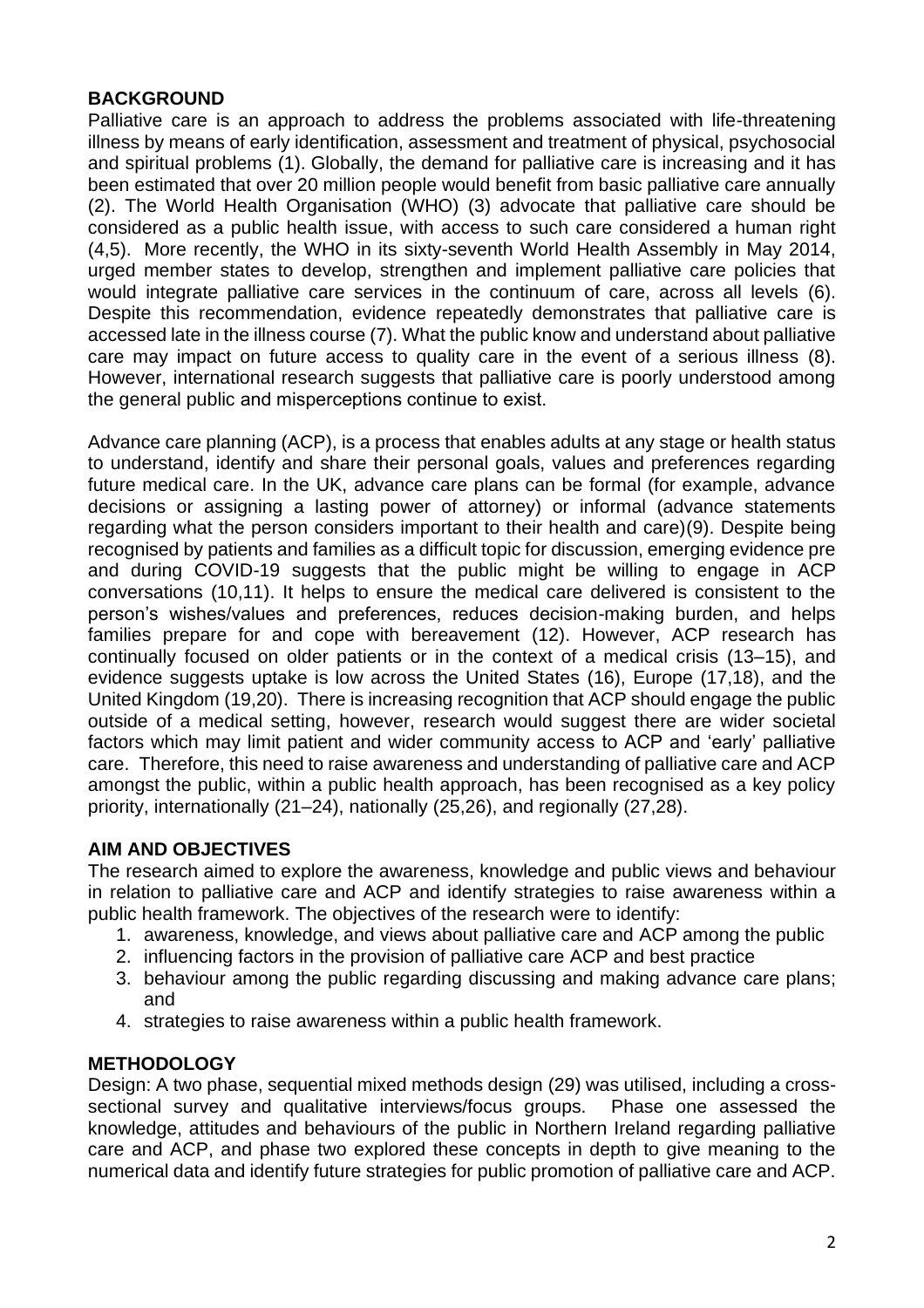## BACKGROUND

Palliative care is an approach to address the problems associated with life-threatening illness by means of early identification, assessment and treatment of physical, psychosocial and spiritual problems (1). Globally, the demand for palliative care is increasing and it has been estimated that over 20 million people would benefit from basic palliative care annually (2). The World Health Organisation (WHO) (3) advocate that palliative care should be considered as a public health issue, with access to such care considered a human right (4,5). More recently, the WHO in its sixty-seventh World Health Assembly in May 2014, urged member states to develop, strengthen and implement palliative care policies that would integrate palliative care services in the continuum of care, across all levels (6). Despite this recommendation, evidence repeatedly demonstrates that palliative care is accessed late in the illness course (7). What the public know and understand about palliative care may impact on future access to quality care in the event of a serious illness (8). However, international research suggests that palliative care is poorly understood among the general public and misperceptions continue to exist.

Advance care planning (ACP), is a process that enables adults at any stage or health status to understand, identify and share their personal goals, values and preferences regarding future medical care. In the UK, advance care plans can be formal (for example, advance decisions or assigning a lasting power of attorney) or informal (advance statements regarding what the person considers important to their health and care)(9). Despite being recognised by patients and families as a difficult topic for discussion, emerging evidence pre and during COVID-19 suggests that the public might be willing to engage in ACP conversations (10,11). It helps to ensure the medical care delivered is consistent to the person's wishes/values and preferences, reduces decision-making burden, and helps families prepare for and cope with bereavement (12). However, ACP research has continually focused on older patients or in the context of a medical crisis (13–15), and evidence suggests uptake is low across the United States (16), Europe (17,18), and the United Kingdom (19,20). There is increasing recognition that ACP should engage the public outside of a medical setting, however, research would suggest there are wider societal factors which may limit patient and wider community access to ACP and 'early' palliative care. Therefore, this need to raise awareness and understanding of palliative care and ACP amongst the public, within a public health approach, has been recognised as a key policy priority, internationally (21–24), nationally (25,26), and regionally (27,28).

## AIM AND OBJECTIVES

The research aimed to explore the awareness, knowledge and public views and behaviour in relation to palliative care and ACP and identify strategies to raise awareness within a public health framework. The objectives of the research were to identify:

1. awareness, knowledge, and views about palliative care and ACP among the public
2. influencing factors in the provision of palliative care ACP and best practice
3. behaviour among the public regarding discussing and making advance care plans; and
4. strategies to raise awareness within a public health framework.

## METHODOLOGY

Design: A two phase, sequential mixed methods design (29) was utilised, including a cross-sectional survey and qualitative interviews/focus groups. Phase one assessed the knowledge, attitudes and behaviours of the public in Northern Ireland regarding palliative care and ACP, and phase two explored these concepts in depth to give meaning to the numerical data and identify future strategies for public promotion of palliative care and ACP.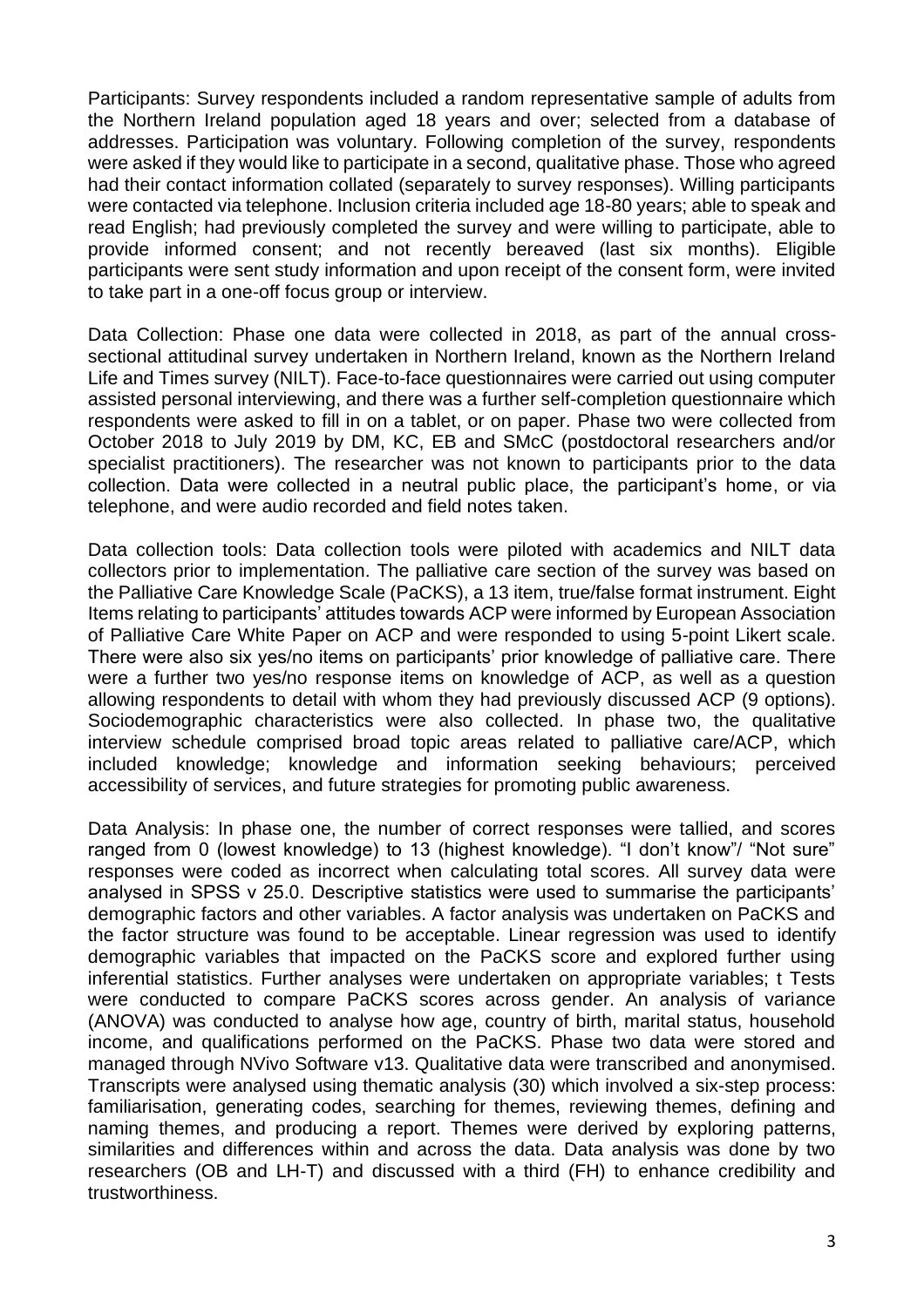Participants: Survey respondents included a random representative sample of adults from the Northern Ireland population aged 18 years and over; selected from a database of addresses. Participation was voluntary. Following completion of the survey, respondents were asked if they would like to participate in a second, qualitative phase. Those who agreed had their contact information collated (separately to survey responses). Willing participants were contacted via telephone. Inclusion criteria included age 18-80 years; able to speak and read English; had previously completed the survey and were willing to participate, able to provide informed consent; and not recently bereaved (last six months). Eligible participants were sent study information and upon receipt of the consent form, were invited to take part in a one-off focus group or interview.

Data Collection: Phase one data were collected in 2018, as part of the annual cross-sectional attitudinal survey undertaken in Northern Ireland, known as the Northern Ireland Life and Times survey (NILT). Face-to-face questionnaires were carried out using computer assisted personal interviewing, and there was a further self-completion questionnaire which respondents were asked to fill in on a tablet, or on paper. Phase two were collected from October 2018 to July 2019 by DM, KC, EB and SMcC (postdoctoral researchers and/or specialist practitioners). The researcher was not known to participants prior to the data collection. Data were collected in a neutral public place, the participant's home, or via telephone, and were audio recorded and field notes taken.

Data collection tools: Data collection tools were piloted with academics and NILT data collectors prior to implementation. The palliative care section of the survey was based on the Palliative Care Knowledge Scale (PaCKS), a 13 item, true/false format instrument. Eight Items relating to participants' attitudes towards ACP were informed by European Association of Palliative Care White Paper on ACP and were responded to using 5-point Likert scale. There were also six yes/no items on participants' prior knowledge of palliative care. There were a further two yes/no response items on knowledge of ACP, as well as a question allowing respondents to detail with whom they had previously discussed ACP (9 options). Sociodemographic characteristics were also collected. In phase two, the qualitative interview schedule comprised broad topic areas related to palliative care/ACP, which included knowledge; knowledge and information seeking behaviours; perceived accessibility of services, and future strategies for promoting public awareness.

Data Analysis: In phase one, the number of correct responses were tallied, and scores ranged from 0 (lowest knowledge) to 13 (highest knowledge). "I don't know"/ "Not sure" responses were coded as incorrect when calculating total scores. All survey data were analysed in SPSS v 25.0. Descriptive statistics were used to summarise the participants' demographic factors and other variables. A factor analysis was undertaken on PaCKS and the factor structure was found to be acceptable. Linear regression was used to identify demographic variables that impacted on the PaCKS score and explored further using inferential statistics. Further analyses were undertaken on appropriate variables; t Tests were conducted to compare PaCKS scores across gender. An analysis of variance (ANOVA) was conducted to analyse how age, country of birth, marital status, household income, and qualifications performed on the PaCKS. Phase two data were stored and managed through NVivo Software v13. Qualitative data were transcribed and anonymised. Transcripts were analysed using thematic analysis (30) which involved a six-step process: familiarisation, generating codes, searching for themes, reviewing themes, defining and naming themes, and producing a report. Themes were derived by exploring patterns, similarities and differences within and across the data. Data analysis was done by two researchers (OB and LH-T) and discussed with a third (FH) to enhance credibility and trustworthiness.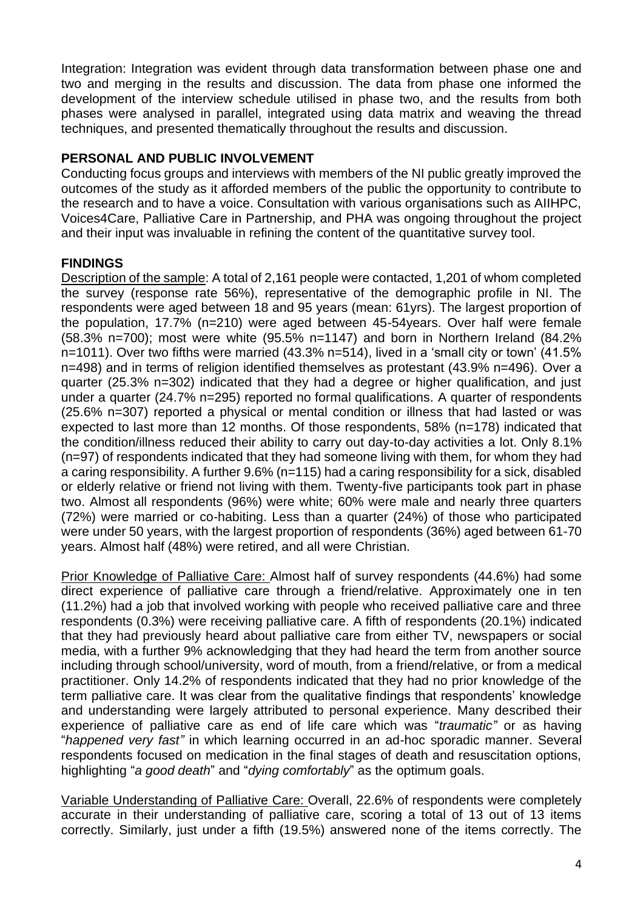Integration: Integration was evident through data transformation between phase one and two and merging in the results and discussion. The data from phase one informed the development of the interview schedule utilised in phase two, and the results from both phases were analysed in parallel, integrated using data matrix and weaving the thread techniques, and presented thematically throughout the results and discussion.

## PERSONAL AND PUBLIC INVOLVEMENT

Conducting focus groups and interviews with members of the NI public greatly improved the outcomes of the study as it afforded members of the public the opportunity to contribute to the research and to have a voice. Consultation with various organisations such as AIIHPC, Voices4Care, Palliative Care in Partnership, and PHA was ongoing throughout the project and their input was invaluable in refining the content of the quantitative survey tool.

## FINDINGS

Description of the sample: A total of 2,161 people were contacted, 1,201 of whom completed the survey (response rate 56%), representative of the demographic profile in NI. The respondents were aged between 18 and 95 years (mean: 61yrs). The largest proportion of the population, 17.7% (n=210) were aged between 45-54years. Over half were female (58.3% n=700); most were white (95.5% n=1147) and born in Northern Ireland (84.2% n=1011). Over two fifths were married (43.3% n=514), lived in a 'small city or town' (41.5% n=498) and in terms of religion identified themselves as protestant (43.9% n=496). Over a quarter (25.3% n=302) indicated that they had a degree or higher qualification, and just under a quarter (24.7% n=295) reported no formal qualifications. A quarter of respondents (25.6% n=307) reported a physical or mental condition or illness that had lasted or was expected to last more than 12 months. Of those respondents, 58% (n=178) indicated that the condition/illness reduced their ability to carry out day-to-day activities a lot. Only 8.1% (n=97) of respondents indicated that they had someone living with them, for whom they had a caring responsibility. A further 9.6% (n=115) had a caring responsibility for a sick, disabled or elderly relative or friend not living with them. Twenty-five participants took part in phase two. Almost all respondents (96%) were white; 60% were male and nearly three quarters (72%) were married or co-habiting. Less than a quarter (24%) of those who participated were under 50 years, with the largest proportion of respondents (36%) aged between 61-70 years. Almost half (48%) were retired, and all were Christian.

Prior Knowledge of Palliative Care: Almost half of survey respondents (44.6%) had some direct experience of palliative care through a friend/relative. Approximately one in ten (11.2%) had a job that involved working with people who received palliative care and three respondents (0.3%) were receiving palliative care. A fifth of respondents (20.1%) indicated that they had previously heard about palliative care from either TV, newspapers or social media, with a further 9% acknowledging that they had heard the term from another source including through school/university, word of mouth, from a friend/relative, or from a medical practitioner. Only 14.2% of respondents indicated that they had no prior knowledge of the term palliative care. It was clear from the qualitative findings that respondents' knowledge and understanding were largely attributed to personal experience. Many described their experience of palliative care as end of life care which was "*traumatic*" or as having "*happened very fast*" in which learning occurred in an ad-hoc sporadic manner. Several respondents focused on medication in the final stages of death and resuscitation options, highlighting "*a good death*" and "*dying comfortably*" as the optimum goals.

Variable Understanding of Palliative Care: Overall, 22.6% of respondents were completely accurate in their understanding of palliative care, scoring a total of 13 out of 13 items correctly. Similarly, just under a fifth (19.5%) answered none of the items correctly. The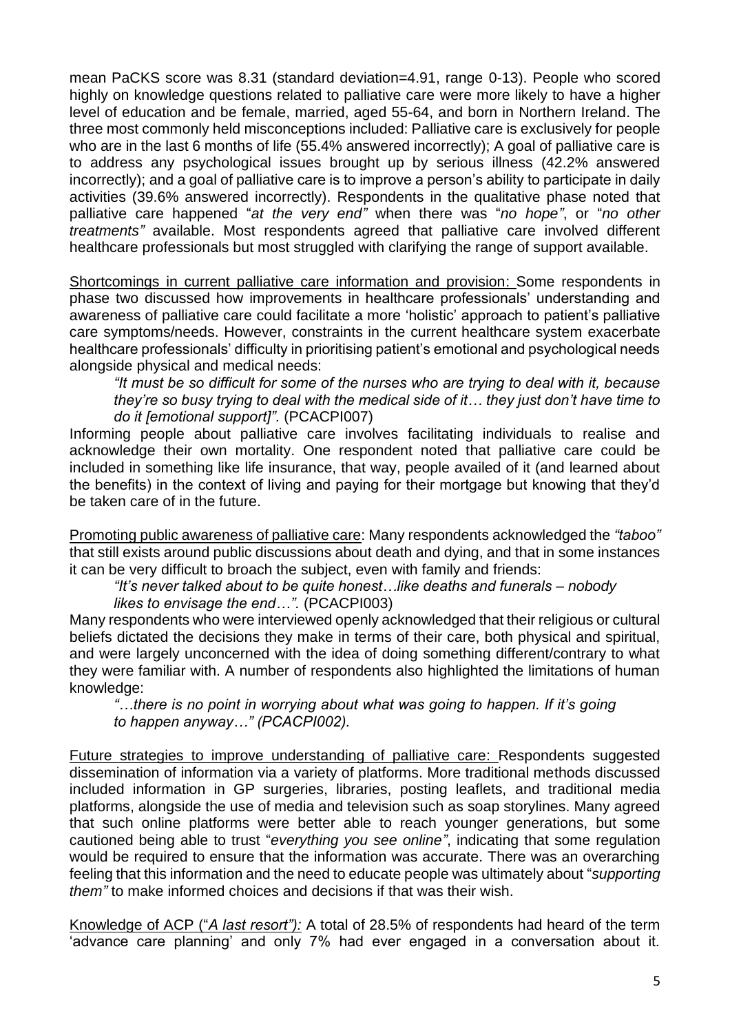mean PaCKS score was 8.31 (standard deviation=4.91, range 0-13). People who scored highly on knowledge questions related to palliative care were more likely to have a higher level of education and be female, married, aged 55-64, and born in Northern Ireland. The three most commonly held misconceptions included: Palliative care is exclusively for people who are in the last 6 months of life (55.4% answered incorrectly); A goal of palliative care is to address any psychological issues brought up by serious illness (42.2% answered incorrectly); and a goal of palliative care is to improve a person's ability to participate in daily activities (39.6% answered incorrectly). Respondents in the qualitative phase noted that palliative care happened "*at the very end"* when there was "*no hope"*, or "*no other treatments"* available. Most respondents agreed that palliative care involved different healthcare professionals but most struggled with clarifying the range of support available.

Shortcomings in current palliative care information and provision: Some respondents in phase two discussed how improvements in healthcare professionals' understanding and awareness of palliative care could facilitate a more 'holistic' approach to patient's palliative care symptoms/needs. However, constraints in the current healthcare system exacerbate healthcare professionals' difficulty in prioritising patient's emotional and psychological needs alongside physical and medical needs:

> *"It must be so difficult for some of the nurses who are trying to deal with it, because they're so busy trying to deal with the medical side of it… they just don't have time to do it [emotional support]".* (PCACPI007)

Informing people about palliative care involves facilitating individuals to realise and acknowledge their own mortality. One respondent noted that palliative care could be included in something like life insurance, that way, people availed of it (and learned about the benefits) in the context of living and paying for their mortgage but knowing that they'd be taken care of in the future.

Promoting public awareness of palliative care: Many respondents acknowledged the *"taboo"* that still exists around public discussions about death and dying, and that in some instances it can be very difficult to broach the subject, even with family and friends:

> *"It's never talked about to be quite honest…like deaths and funerals – nobody likes to envisage the end…".* (PCACPI003)

Many respondents who were interviewed openly acknowledged that their religious or cultural beliefs dictated the decisions they make in terms of their care, both physical and spiritual, and were largely unconcerned with the idea of doing something different/contrary to what they were familiar with. A number of respondents also highlighted the limitations of human knowledge:

> *"…there is no point in worrying about what was going to happen. If it's going to happen anyway…" (PCACPI002).*

Future strategies to improve understanding of palliative care: Respondents suggested dissemination of information via a variety of platforms. More traditional methods discussed included information in GP surgeries, libraries, posting leaflets, and traditional media platforms, alongside the use of media and television such as soap storylines. Many agreed that such online platforms were better able to reach younger generations, but some cautioned being able to trust "*everything you see online"*, indicating that some regulation would be required to ensure that the information was accurate. There was an overarching feeling that this information and the need to educate people was ultimately about "*supporting them"* to make informed choices and decisions if that was their wish.

Knowledge of ACP ("*A last resort"):* A total of 28.5% of respondents had heard of the term 'advance care planning' and only 7% had ever engaged in a conversation about it.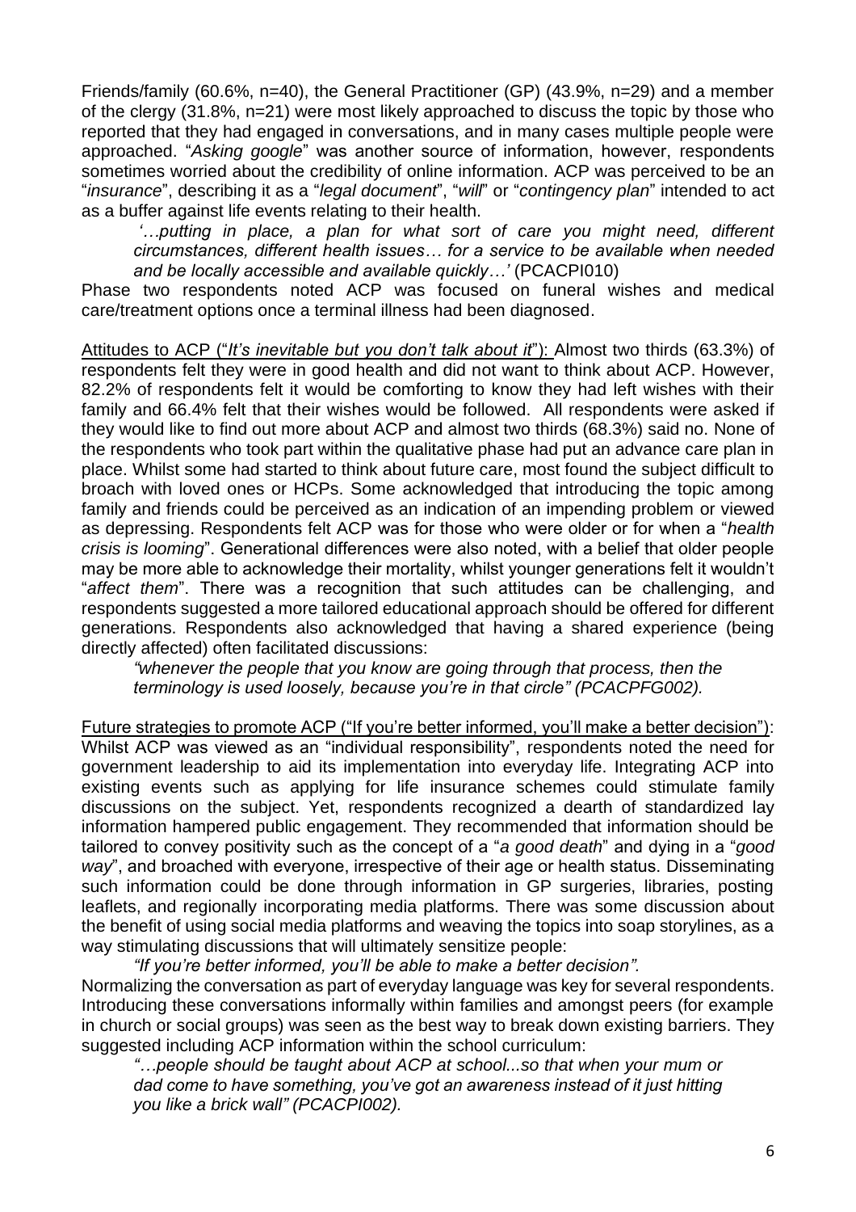Friends/family (60.6%, n=40), the General Practitioner (GP) (43.9%, n=29) and a member of the clergy (31.8%, n=21) were most likely approached to discuss the topic by those who reported that they had engaged in conversations, and in many cases multiple people were approached. "*Asking google*" was another source of information, however, respondents sometimes worried about the credibility of online information. ACP was perceived to be an "*insurance*", describing it as a "*legal document*", "*will*" or "*contingency plan*" intended to act as a buffer against life events relating to their health.

> *'…putting in place, a plan for what sort of care you might need, different circumstances, different health issues… for a service to be available when needed and be locally accessible and available quickly…'* (PCACPI010)

Phase two respondents noted ACP was focused on funeral wishes and medical care/treatment options once a terminal illness had been diagnosed.

<u>Attitudes to ACP ("*It's inevitable but you don't talk about it*"):</u> Almost two thirds (63.3%) of respondents felt they were in good health and did not want to think about ACP. However, 82.2% of respondents felt it would be comforting to know they had left wishes with their family and 66.4% felt that their wishes would be followed. All respondents were asked if they would like to find out more about ACP and almost two thirds (68.3%) said no. None of the respondents who took part within the qualitative phase had put an advance care plan in place. Whilst some had started to think about future care, most found the subject difficult to broach with loved ones or HCPs. Some acknowledged that introducing the topic among family and friends could be perceived as an indication of an impending problem or viewed as depressing. Respondents felt ACP was for those who were older or for when a "*health crisis is looming*". Generational differences were also noted, with a belief that older people may be more able to acknowledge their mortality, whilst younger generations felt it wouldn't "*affect them*". There was a recognition that such attitudes can be challenging, and respondents suggested a more tailored educational approach should be offered for different generations. Respondents also acknowledged that having a shared experience (being directly affected) often facilitated discussions:

> *"whenever the people that you know are going through that process, then the terminology is used loosely, because you're in that circle" (PCACPFG002).*

<u>Future strategies to promote ACP ("If you're better informed, you'll make a better decision")</u>: Whilst ACP was viewed as an "individual responsibility", respondents noted the need for government leadership to aid its implementation into everyday life. Integrating ACP into existing events such as applying for life insurance schemes could stimulate family discussions on the subject. Yet, respondents recognized a dearth of standardized lay information hampered public engagement. They recommended that information should be tailored to convey positivity such as the concept of a "*a good death*" and dying in a "*good way*", and broached with everyone, irrespective of their age or health status. Disseminating such information could be done through information in GP surgeries, libraries, posting leaflets, and regionally incorporating media platforms. There was some discussion about the benefit of using social media platforms and weaving the topics into soap storylines, as a way stimulating discussions that will ultimately sensitize people:

> *"If you're better informed, you'll be able to make a better decision".*

Normalizing the conversation as part of everyday language was key for several respondents. Introducing these conversations informally within families and amongst peers (for example in church or social groups) was seen as the best way to break down existing barriers. They suggested including ACP information within the school curriculum:

> *"…people should be taught about ACP at school...so that when your mum or dad come to have something, you've got an awareness instead of it just hitting you like a brick wall" (PCACPI002).*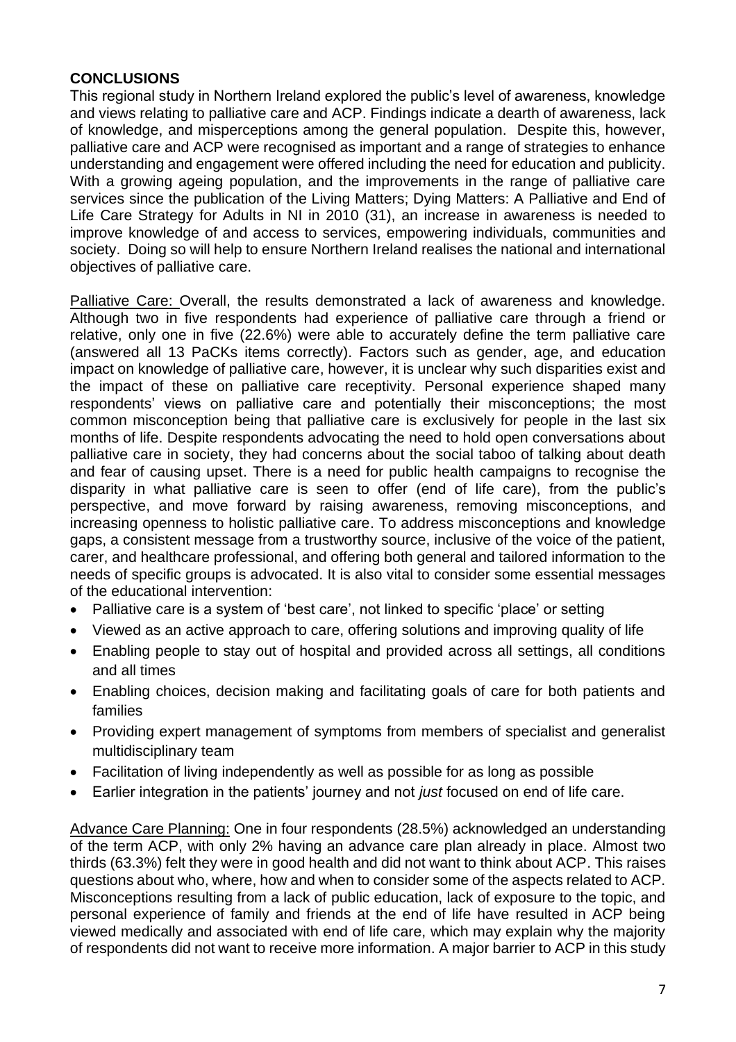## CONCLUSIONS

This regional study in Northern Ireland explored the public's level of awareness, knowledge and views relating to palliative care and ACP. Findings indicate a dearth of awareness, lack of knowledge, and misperceptions among the general population. Despite this, however, palliative care and ACP were recognised as important and a range of strategies to enhance understanding and engagement were offered including the need for education and publicity. With a growing ageing population, and the improvements in the range of palliative care services since the publication of the Living Matters; Dying Matters: A Palliative and End of Life Care Strategy for Adults in NI in 2010 (31), an increase in awareness is needed to improve knowledge of and access to services, empowering individuals, communities and society. Doing so will help to ensure Northern Ireland realises the national and international objectives of palliative care.

Palliative Care: Overall, the results demonstrated a lack of awareness and knowledge. Although two in five respondents had experience of palliative care through a friend or relative, only one in five (22.6%) were able to accurately define the term palliative care (answered all 13 PaCKs items correctly). Factors such as gender, age, and education impact on knowledge of palliative care, however, it is unclear why such disparities exist and the impact of these on palliative care receptivity. Personal experience shaped many respondents' views on palliative care and potentially their misconceptions; the most common misconception being that palliative care is exclusively for people in the last six months of life. Despite respondents advocating the need to hold open conversations about palliative care in society, they had concerns about the social taboo of talking about death and fear of causing upset. There is a need for public health campaigns to recognise the disparity in what palliative care is seen to offer (end of life care), from the public's perspective, and move forward by raising awareness, removing misconceptions, and increasing openness to holistic palliative care. To address misconceptions and knowledge gaps, a consistent message from a trustworthy source, inclusive of the voice of the patient, carer, and healthcare professional, and offering both general and tailored information to the needs of specific groups is advocated. It is also vital to consider some essential messages of the educational intervention:

- Palliative care is a system of 'best care', not linked to specific 'place' or setting
- Viewed as an active approach to care, offering solutions and improving quality of life
- Enabling people to stay out of hospital and provided across all settings, all conditions and all times
- Enabling choices, decision making and facilitating goals of care for both patients and families
- Providing expert management of symptoms from members of specialist and generalist multidisciplinary team
- Facilitation of living independently as well as possible for as long as possible
- Earlier integration in the patients' journey and not *just* focused on end of life care.

Advance Care Planning: One in four respondents (28.5%) acknowledged an understanding of the term ACP, with only 2% having an advance care plan already in place. Almost two thirds (63.3%) felt they were in good health and did not want to think about ACP. This raises questions about who, where, how and when to consider some of the aspects related to ACP. Misconceptions resulting from a lack of public education, lack of exposure to the topic, and personal experience of family and friends at the end of life have resulted in ACP being viewed medically and associated with end of life care, which may explain why the majority of respondents did not want to receive more information. A major barrier to ACP in this study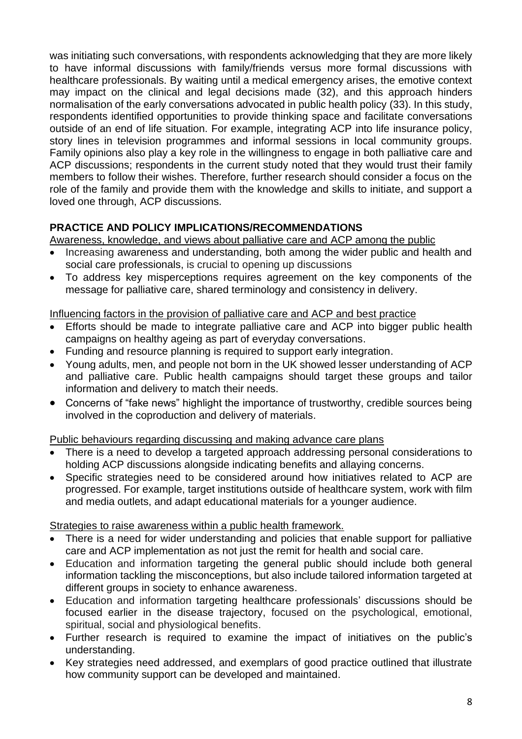was initiating such conversations, with respondents acknowledging that they are more likely to have informal discussions with family/friends versus more formal discussions with healthcare professionals. By waiting until a medical emergency arises, the emotive context may impact on the clinical and legal decisions made (32), and this approach hinders normalisation of the early conversations advocated in public health policy (33). In this study, respondents identified opportunities to provide thinking space and facilitate conversations outside of an end of life situation. For example, integrating ACP into life insurance policy, story lines in television programmes and informal sessions in local community groups. Family opinions also play a key role in the willingness to engage in both palliative care and ACP discussions; respondents in the current study noted that they would trust their family members to follow their wishes. Therefore, further research should consider a focus on the role of the family and provide them with the knowledge and skills to initiate, and support a loved one through, ACP discussions.

## PRACTICE AND POLICY IMPLICATIONS/RECOMMENDATIONS

<u>Awareness, knowledge, and views about palliative care and ACP among the public</u>

- Increasing awareness and understanding, both among the wider public and health and social care professionals, is crucial to opening up discussions
- To address key misperceptions requires agreement on the key components of the message for palliative care, shared terminology and consistency in delivery.

<u>Influencing factors in the provision of palliative care and ACP and best practice</u>

- Efforts should be made to integrate palliative care and ACP into bigger public health campaigns on healthy ageing as part of everyday conversations.
- Funding and resource planning is required to support early integration.
- Young adults, men, and people not born in the UK showed lesser understanding of ACP and palliative care. Public health campaigns should target these groups and tailor information and delivery to match their needs.
- Concerns of "fake news" highlight the importance of trustworthy, credible sources being involved in the coproduction and delivery of materials.

<u>Public behaviours regarding discussing and making advance care plans</u>

- There is a need to develop a targeted approach addressing personal considerations to holding ACP discussions alongside indicating benefits and allaying concerns.
- Specific strategies need to be considered around how initiatives related to ACP are progressed. For example, target institutions outside of healthcare system, work with film and media outlets, and adapt educational materials for a younger audience.

<u>Strategies to raise awareness within a public health framework.</u>

- There is a need for wider understanding and policies that enable support for palliative care and ACP implementation as not just the remit for health and social care.
- Education and information targeting the general public should include both general information tackling the misconceptions, but also include tailored information targeted at different groups in society to enhance awareness.
- Education and information targeting healthcare professionals' discussions should be focused earlier in the disease trajectory, focused on the psychological, emotional, spiritual, social and physiological benefits.
- Further research is required to examine the impact of initiatives on the public's understanding.
- Key strategies need addressed, and exemplars of good practice outlined that illustrate how community support can be developed and maintained.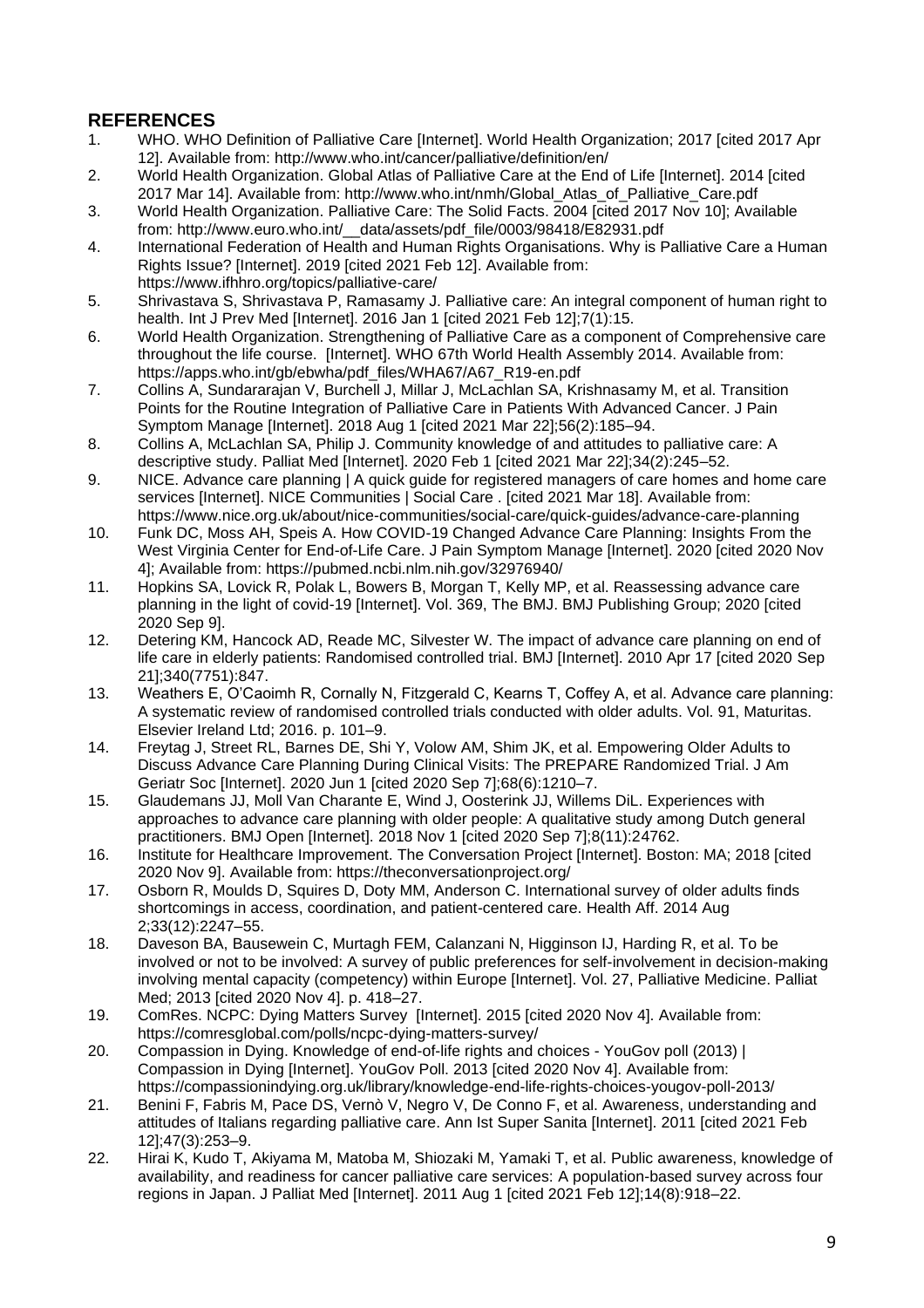## REFERENCES

1. WHO. WHO Definition of Palliative Care [Internet]. World Health Organization; 2017 [cited 2017 Apr 12]. Available from: http://www.who.int/cancer/palliative/definition/en/
2. World Health Organization. Global Atlas of Palliative Care at the End of Life [Internet]. 2014 [cited 2017 Mar 14]. Available from: http://www.who.int/nmh/Global_Atlas_of_Palliative_Care.pdf
3. World Health Organization. Palliative Care: The Solid Facts. 2004 [cited 2017 Nov 10]; Available from: http://www.euro.who.int/__data/assets/pdf_file/0003/98418/E82931.pdf
4. International Federation of Health and Human Rights Organisations. Why is Palliative Care a Human Rights Issue? [Internet]. 2019 [cited 2021 Feb 12]. Available from: https://www.ifhhro.org/topics/palliative-care/
5. Shrivastava S, Shrivastava P, Ramasamy J. Palliative care: An integral component of human right to health. Int J Prev Med [Internet]. 2016 Jan 1 [cited 2021 Feb 12];7(1):15.
6. World Health Organization. Strengthening of Palliative Care as a component of Comprehensive care throughout the life course. [Internet]. WHO 67th World Health Assembly 2014. Available from: https://apps.who.int/gb/ebwha/pdf_files/WHA67/A67_R19-en.pdf
7. Collins A, Sundararajan V, Burchell J, Millar J, McLachlan SA, Krishnasamy M, et al. Transition Points for the Routine Integration of Palliative Care in Patients With Advanced Cancer. J Pain Symptom Manage [Internet]. 2018 Aug 1 [cited 2021 Mar 22];56(2):185–94.
8. Collins A, McLachlan SA, Philip J. Community knowledge of and attitudes to palliative care: A descriptive study. Palliat Med [Internet]. 2020 Feb 1 [cited 2021 Mar 22];34(2):245–52.
9. NICE. Advance care planning | A quick guide for registered managers of care homes and home care services [Internet]. NICE Communities | Social Care . [cited 2021 Mar 18]. Available from: https://www.nice.org.uk/about/nice-communities/social-care/quick-guides/advance-care-planning
10. Funk DC, Moss AH, Speis A. How COVID-19 Changed Advance Care Planning: Insights From the West Virginia Center for End-of-Life Care. J Pain Symptom Manage [Internet]. 2020 [cited 2020 Nov 4]; Available from: https://pubmed.ncbi.nlm.nih.gov/32976940/
11. Hopkins SA, Lovick R, Polak L, Bowers B, Morgan T, Kelly MP, et al. Reassessing advance care planning in the light of covid-19 [Internet]. Vol. 369, The BMJ. BMJ Publishing Group; 2020 [cited 2020 Sep 9].
12. Detering KM, Hancock AD, Reade MC, Silvester W. The impact of advance care planning on end of life care in elderly patients: Randomised controlled trial. BMJ [Internet]. 2010 Apr 17 [cited 2020 Sep 21];340(7751):847.
13. Weathers E, O'Caoimh R, Cornally N, Fitzgerald C, Kearns T, Coffey A, et al. Advance care planning: A systematic review of randomised controlled trials conducted with older adults. Vol. 91, Maturitas. Elsevier Ireland Ltd; 2016. p. 101–9.
14. Freytag J, Street RL, Barnes DE, Shi Y, Volow AM, Shim JK, et al. Empowering Older Adults to Discuss Advance Care Planning During Clinical Visits: The PREPARE Randomized Trial. J Am Geriatr Soc [Internet]. 2020 Jun 1 [cited 2020 Sep 7];68(6):1210–7.
15. Glaudemans JJ, Moll Van Charante E, Wind J, Oosterink JJ, Willems DiL. Experiences with approaches to advance care planning with older people: A qualitative study among Dutch general practitioners. BMJ Open [Internet]. 2018 Nov 1 [cited 2020 Sep 7];8(11):24762.
16. Institute for Healthcare Improvement. The Conversation Project [Internet]. Boston: MA; 2018 [cited 2020 Nov 9]. Available from: https://theconversationproject.org/
17. Osborn R, Moulds D, Squires D, Doty MM, Anderson C. International survey of older adults finds shortcomings in access, coordination, and patient-centered care. Health Aff. 2014 Aug 2;33(12):2247–55.
18. Daveson BA, Bausewein C, Murtagh FEM, Calanzani N, Higginson IJ, Harding R, et al. To be involved or not to be involved: A survey of public preferences for self-involvement in decision-making involving mental capacity (competency) within Europe [Internet]. Vol. 27, Palliative Medicine. Palliat Med; 2013 [cited 2020 Nov 4]. p. 418–27.
19. ComRes. NCPC: Dying Matters Survey [Internet]. 2015 [cited 2020 Nov 4]. Available from: https://comresglobal.com/polls/ncpc-dying-matters-survey/
20. Compassion in Dying. Knowledge of end-of-life rights and choices - YouGov poll (2013) | Compassion in Dying [Internet]. YouGov Poll. 2013 [cited 2020 Nov 4]. Available from: https://compassionindying.org.uk/library/knowledge-end-life-rights-choices-yougov-poll-2013/
21. Benini F, Fabris M, Pace DS, Vernò V, Negro V, De Conno F, et al. Awareness, understanding and attitudes of Italians regarding palliative care. Ann Ist Super Sanita [Internet]. 2011 [cited 2021 Feb 12];47(3):253–9.
22. Hirai K, Kudo T, Akiyama M, Matoba M, Shiozaki M, Yamaki T, et al. Public awareness, knowledge of availability, and readiness for cancer palliative care services: A population-based survey across four regions in Japan. J Palliat Med [Internet]. 2011 Aug 1 [cited 2021 Feb 12];14(8):918–22.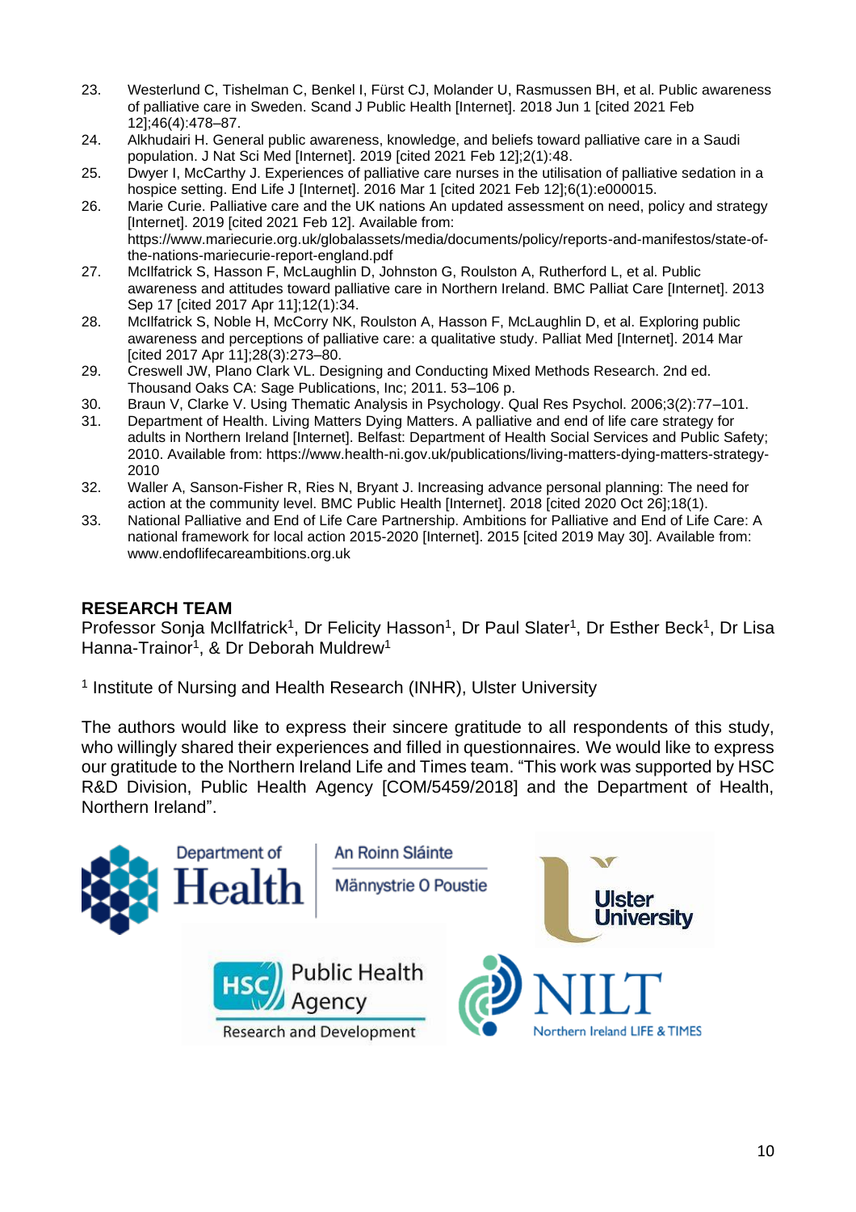23. Westerlund C, Tishelman C, Benkel I, Fürst CJ, Molander U, Rasmussen BH, et al. Public awareness of palliative care in Sweden. Scand J Public Health [Internet]. 2018 Jun 1 [cited 2021 Feb 12];46(4):478–87.
24. Alkhudairi H. General public awareness, knowledge, and beliefs toward palliative care in a Saudi population. J Nat Sci Med [Internet]. 2019 [cited 2021 Feb 12];2(1):48.
25. Dwyer I, McCarthy J. Experiences of palliative care nurses in the utilisation of palliative sedation in a hospice setting. End Life J [Internet]. 2016 Mar 1 [cited 2021 Feb 12];6(1):e000015.
26. Marie Curie. Palliative care and the UK nations An updated assessment on need, policy and strategy [Internet]. 2019 [cited 2021 Feb 12]. Available from: https://www.mariecurie.org.uk/globalassets/media/documents/policy/reports-and-manifestos/state-of-the-nations-mariecurie-report-england.pdf
27. McIlfatrick S, Hasson F, McLaughlin D, Johnston G, Roulston A, Rutherford L, et al. Public awareness and attitudes toward palliative care in Northern Ireland. BMC Palliat Care [Internet]. 2013 Sep 17 [cited 2017 Apr 11];12(1):34.
28. McIlfatrick S, Noble H, McCorry NK, Roulston A, Hasson F, McLaughlin D, et al. Exploring public awareness and perceptions of palliative care: a qualitative study. Palliat Med [Internet]. 2014 Mar [cited 2017 Apr 11];28(3):273–80.
29. Creswell JW, Plano Clark VL. Designing and Conducting Mixed Methods Research. 2nd ed. Thousand Oaks CA: Sage Publications, Inc; 2011. 53–106 p.
30. Braun V, Clarke V. Using Thematic Analysis in Psychology. Qual Res Psychol. 2006;3(2):77–101.
31. Department of Health. Living Matters Dying Matters. A palliative and end of life care strategy for adults in Northern Ireland [Internet]. Belfast: Department of Health Social Services and Public Safety; 2010. Available from: https://www.health-ni.gov.uk/publications/living-matters-dying-matters-strategy-2010
32. Waller A, Sanson-Fisher R, Ries N, Bryant J. Increasing advance personal planning: The need for action at the community level. BMC Public Health [Internet]. 2018 [cited 2020 Oct 26];18(1).
33. National Palliative and End of Life Care Partnership. Ambitions for Palliative and End of Life Care: A national framework for local action 2015-2020 [Internet]. 2015 [cited 2019 May 30]. Available from: www.endoflifecareambitions.org.uk

## RESEARCH TEAM

Professor Sonja McIlfatrick[1], Dr Felicity Hasson[1], Dr Paul Slater[1], Dr Esther Beck[1], Dr Lisa Hanna-Trainor[1], & Dr Deborah Muldrew[1]

[1] Institute of Nursing and Health Research (INHR), Ulster University

The authors would like to express their sincere gratitude to all respondents of this study, who willingly shared their experiences and filled in questionnaires. We would like to express our gratitude to the Northern Ireland Life and Times team. "This work was supported by HSC R&D Division, Public Health Agency [COM/5459/2018] and the Department of Health, Northern Ireland".

Department of Health
An Roinn Sláinte
Männystrie O Poustie

Ulster University

HSC Public Health Agency
Research and Development

NILT
Northern Ireland LIFE & TIMES